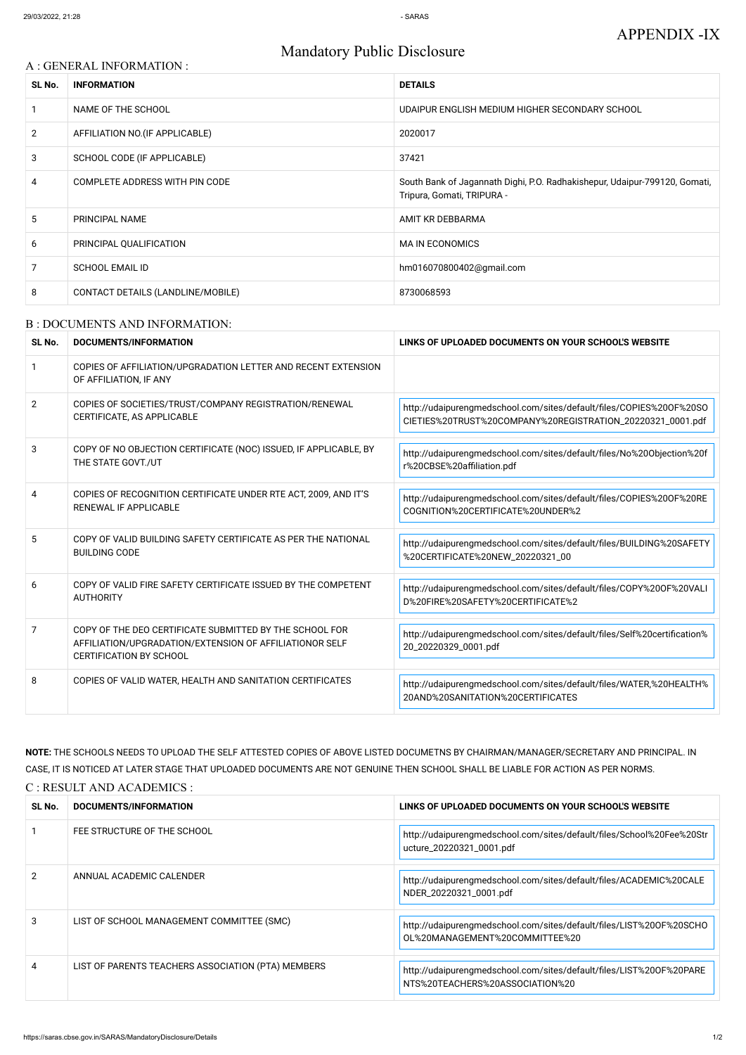APPENDIX -IX

# Mandatory Public Disclosure

## A : GENERAL INFORMATION :

| SL No. | INFORMATION | DETAILS |
|---|---|---|
| 1 | NAME OF THE SCHOOL | UDAIPUR ENGLISH MEDIUM HIGHER SECONDARY SCHOOL |
| 2 | AFFILIATION NO.(IF APPLICABLE) | 2020017 |
| 3 | SCHOOL CODE (IF APPLICABLE) | 37421 |
| 4 | COMPLETE ADDRESS WITH PIN CODE | South Bank of Jagannath Dighi, P.O. Radhakishepur, Udaipur-799120, Gomati, Tripura, Gomati, TRIPURA - |
| 5 | PRINCIPAL NAME | AMIT KR DEBBARMA |
| 6 | PRINCIPAL QUALIFICATION | MA IN ECONOMICS |
| 7 | SCHOOL EMAIL ID | hm016070800402@gmail.com |
| 8 | CONTACT DETAILS (LANDLINE/MOBILE) | 8730068593 |

## B : DOCUMENTS AND INFORMATION:

| SL No. | DOCUMENTS/INFORMATION | LINKS OF UPLOADED DOCUMENTS ON YOUR SCHOOL'S WEBSITE |
|---|---|---|
| 1 | COPIES OF AFFILIATION/UPGRADATION LETTER AND RECENT EXTENSION OF AFFILIATION, IF ANY | |
| 2 | COPIES OF SOCIETIES/TRUST/COMPANY REGISTRATION/RENEWAL CERTIFICATE, AS APPLICABLE | http://udaipurengmedschool.com/sites/default/files/COPIES%20OF%20SOCIETIES%20TRUST%20COMPANY%20REGISTRATION_20220321_0001.pdf |
| 3 | COPY OF NO OBJECTION CERTIFICATE (NOC) ISSUED, IF APPLICABLE, BY THE STATE GOVT./UT | http://udaipurengmedschool.com/sites/default/files/No%20Objection%20for%20CBSE%20affiliation.pdf |
| 4 | COPIES OF RECOGNITION CERTIFICATE UNDER RTE ACT, 2009, AND IT'S RENEWAL IF APPLICABLE | http://udaipurengmedschool.com/sites/default/files/COPIES%20OF%20RECOGNITION%20CERTIFICATE%20UNDER%2 |
| 5 | COPY OF VALID BUILDING SAFETY CERTIFICATE AS PER THE NATIONAL BUILDING CODE | http://udaipurengmedschool.com/sites/default/files/BUILDING%20SAFETY%20CERTIFICATE%20NEW_20220321_00 |
| 6 | COPY OF VALID FIRE SAFETY CERTIFICATE ISSUED BY THE COMPETENT AUTHORITY | http://udaipurengmedschool.com/sites/default/files/COPY%20OF%20VALID%20FIRE%20SAFETY%20CERTIFICATE%2 |
| 7 | COPY OF THE DEO CERTIFICATE SUBMITTED BY THE SCHOOL FOR AFFILIATION/UPGRADATION/EXTENSION OF AFFILIATIONOR SELF CERTIFICATION BY SCHOOL | http://udaipurengmedschool.com/sites/default/files/Self%20certification%20_20220329_0001.pdf |
| 8 | COPIES OF VALID WATER, HEALTH AND SANITATION CERTIFICATES | http://udaipurengmedschool.com/sites/default/files/WATER,%20HEALTH%20AND%20SANITATION%20CERTIFICATES |

**NOTE:** THE SCHOOLS NEEDS TO UPLOAD THE SELF ATTESTED COPIES OF ABOVE LISTED DOCUMETNS BY CHAIRMAN/MANAGER/SECRETARY AND PRINCIPAL. IN CASE, IT IS NOTICED AT LATER STAGE THAT UPLOADED DOCUMENTS ARE NOT GENUINE THEN SCHOOL SHALL BE LIABLE FOR ACTION AS PER NORMS.

## C : RESULT AND ACADEMICS :

| SL No. | DOCUMENTS/INFORMATION | LINKS OF UPLOADED DOCUMENTS ON YOUR SCHOOL'S WEBSITE |
|---|---|---|
| 1 | FEE STRUCTURE OF THE SCHOOL | http://udaipurengmedschool.com/sites/default/files/School%20Fee%20Structure_20220321_0001.pdf |
| 2 | ANNUAL ACADEMIC CALENDER | http://udaipurengmedschool.com/sites/default/files/ACADEMIC%20CALENDER_20220321_0001.pdf |
| 3 | LIST OF SCHOOL MANAGEMENT COMMITTEE (SMC) | http://udaipurengmedschool.com/sites/default/files/LIST%20OF%20SCHOOL%20MANAGEMENT%20COMMITTEE%20 |
| 4 | LIST OF PARENTS TEACHERS ASSOCIATION (PTA) MEMBERS | http://udaipurengmedschool.com/sites/default/files/LIST%20OF%20PARENTS%20TEACHERS%20ASSOCIATION%20 |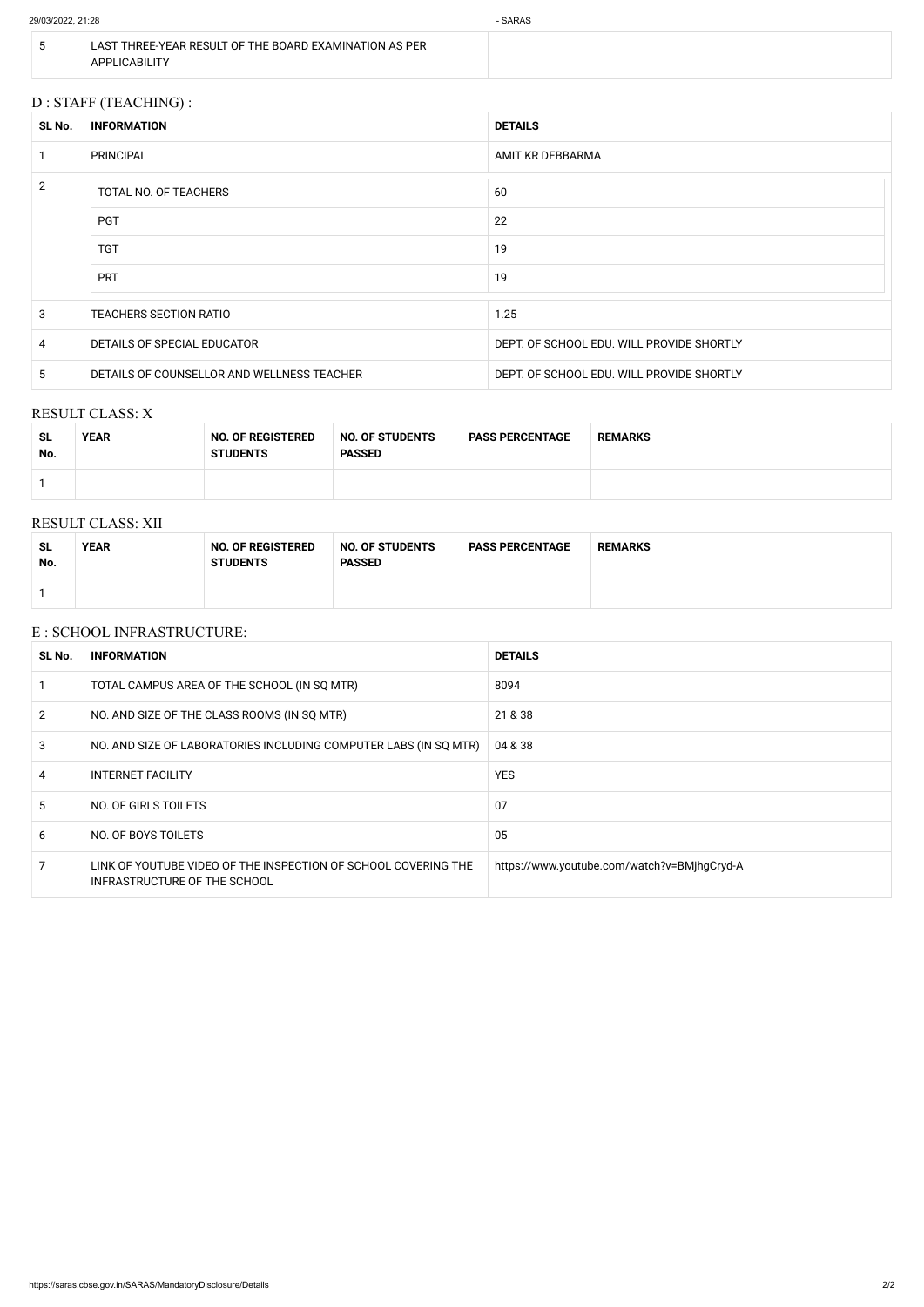| | | |
|---|---|---|
| 5 | LAST THREE-YEAR RESULT OF THE BOARD EXAMINATION AS PER APPLICABILITY | |

## D : STAFF (TEACHING) :

| SL No. | INFORMATION | DETAILS |
|---|---|---|
| 1 | PRINCIPAL | AMIT KR DEBBARMA |
| 2 | TOTAL NO. OF TEACHERS | 60 |
| | PGT | 22 |
| | TGT | 19 |
| | PRT | 19 |
| 3 | TEACHERS SECTION RATIO | 1.25 |
| 4 | DETAILS OF SPECIAL EDUCATOR | DEPT. OF SCHOOL EDU. WILL PROVIDE SHORTLY |
| 5 | DETAILS OF COUNSELLOR AND WELLNESS TEACHER | DEPT. OF SCHOOL EDU. WILL PROVIDE SHORTLY |

## RESULT CLASS: X

| SL No. | YEAR | NO. OF REGISTERED STUDENTS | NO. OF STUDENTS PASSED | PASS PERCENTAGE | REMARKS |
|---|---|---|---|---|---|
| 1 | | | | | |

## RESULT CLASS: XII

| SL No. | YEAR | NO. OF REGISTERED STUDENTS | NO. OF STUDENTS PASSED | PASS PERCENTAGE | REMARKS |
|---|---|---|---|---|---|
| 1 | | | | | |

## E : SCHOOL INFRASTRUCTURE:

| SL No. | INFORMATION | DETAILS |
|---|---|---|
| 1 | TOTAL CAMPUS AREA OF THE SCHOOL (IN SQ MTR) | 8094 |
| 2 | NO. AND SIZE OF THE CLASS ROOMS (IN SQ MTR) | 21 & 38 |
| 3 | NO. AND SIZE OF LABORATORIES INCLUDING COMPUTER LABS (IN SQ MTR) | 04 & 38 |
| 4 | INTERNET FACILITY | YES |
| 5 | NO. OF GIRLS TOILETS | 07 |
| 6 | NO. OF BOYS TOILETS | 05 |
| 7 | LINK OF YOUTUBE VIDEO OF THE INSPECTION OF SCHOOL COVERING THE INFRASTRUCTURE OF THE SCHOOL | https://www.youtube.com/watch?v=BMjhgCryd-A |